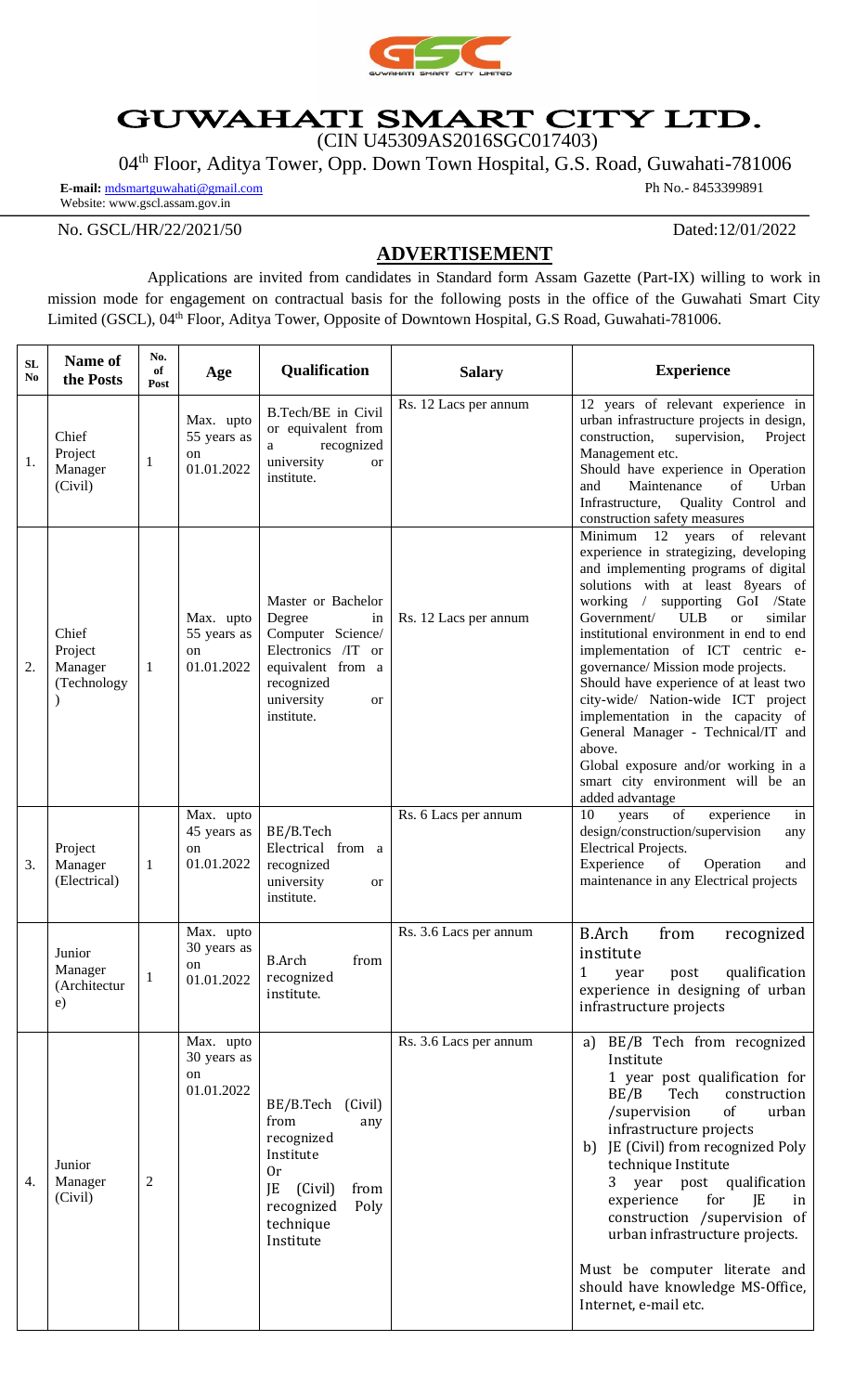# GUWAHATI SMART CITY LTD.

(CIN U45309AS2016SGC017403)

04th Floor, Aditya Tower, Opp. Down Town Hospital, G.S. Road, Guwahati-781006

**E-mail:** mdsmartguwahati@gmail.com
Website: www.gscl.assam.gov.in

Ph No.- 8453399891

No. GSCL/HR/22/2021/50

Dated:12/01/2022

## ADVERTISEMENT

Applications are invited from candidates in Standard form Assam Gazette (Part-IX) willing to work in mission mode for engagement on contractual basis for the following posts in the office of the Guwahati Smart City Limited (GSCL), 04th Floor, Aditya Tower, Opposite of Downtown Hospital, G.S Road, Guwahati-781006.

| SL No | Name of the Posts | No. of Post | Age | Qualification | Salary | Experience |
|---|---|---|---|---|---|---|
| 1. | Chief Project Manager (Civil) | 1 | Max. upto 55 years as on 01.01.2022 | B.Tech/BE in Civil or equivalent from a recognized university or institute. | Rs. 12 Lacs per annum | 12 years of relevant experience in urban infrastructure projects in design, construction, supervision, Project Management etc.<br>Should have experience in Operation and Maintenance of Urban Infrastructure, Quality Control and construction safety measures |
| 2. | Chief Project Manager (Technology) | 1 | Max. upto 55 years as on 01.01.2022 | Master or Bachelor Degree in Computer Science/ Electronics /IT or equivalent from a recognized university or institute. | Rs. 12 Lacs per annum | Minimum 12 years of relevant experience in strategizing, developing and implementing programs of digital solutions with at least 8years of working / supporting GoI /State Government/ ULB or similar institutional environment in end to end implementation of ICT centric e-governance/ Mission mode projects.<br>Should have experience of at least two city-wide/ Nation-wide ICT project implementation in the capacity of General Manager - Technical/IT and above.<br>Global exposure and/or working in a smart city environment will be an added advantage |
| 3. | Project Manager (Electrical) | 1 | Max. upto 45 years as on 01.01.2022 | BE/B.Tech Electrical from a recognized university or institute. | Rs. 6 Lacs per annum | 10 years of experience in design/construction/supervision any Electrical Projects.<br>Experience of Operation and maintenance in any Electrical projects |
| | Junior Manager (Architecture) | 1 | Max. upto 30 years as on 01.01.2022 | B.Arch from recognized institute. | Rs. 3.6 Lacs per annum | B.Arch from recognized institute<br>1 year post qualification experience in designing of urban infrastructure projects |
| 4. | Junior Manager (Civil) | 2 | Max. upto 30 years as on 01.01.2022 | BE/B.Tech (Civil) from any recognized Institute<br>Or<br>JE (Civil) from recognized Poly technique Institute | Rs. 3.6 Lacs per annum | a) BE/B Tech from recognized Institute<br>1 year post qualification for BE/B Tech construction /supervision of urban infrastructure projects<br>b) JE (Civil) from recognized Poly technique Institute<br>3 year post qualification experience for JE in construction /supervision of urban infrastructure projects.<br><br>Must be computer literate and should have knowledge MS-Office, Internet, e-mail etc. |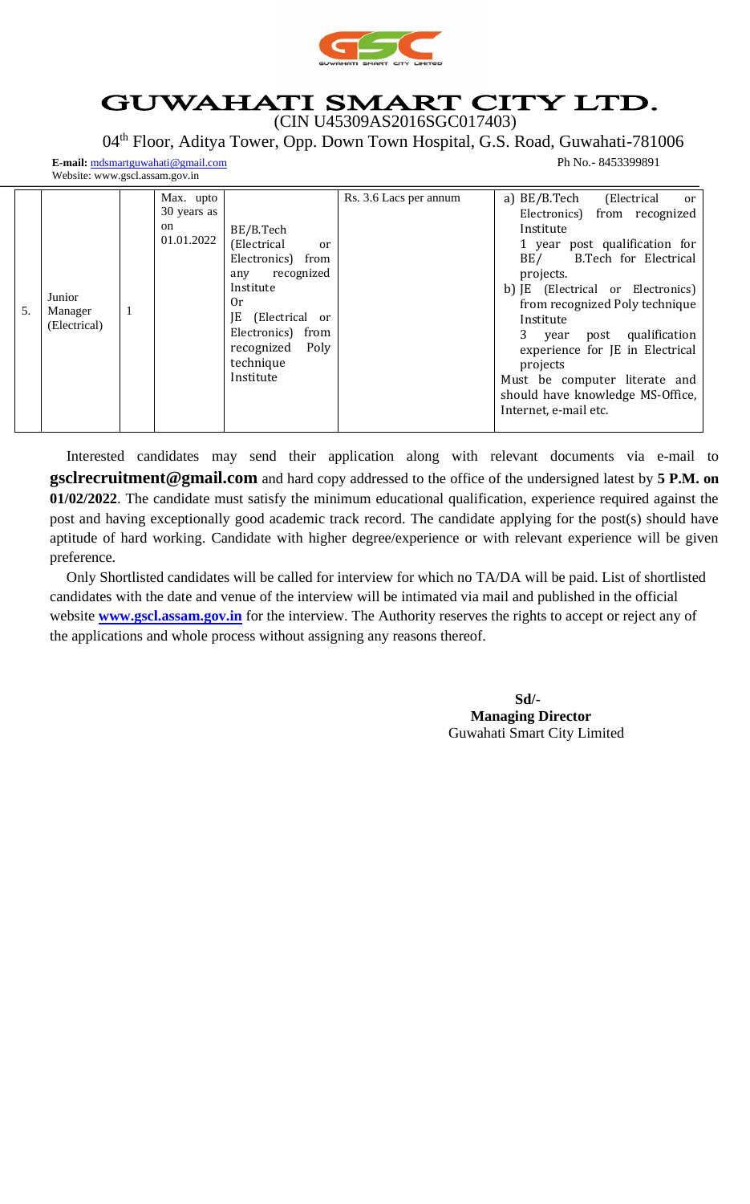# GUWAHATI SMART CITY LTD.

(CIN U45309AS2016SGC017403)

04th Floor, Aditya Tower, Opp. Down Town Hospital, G.S. Road, Guwahati-781006

**E-mail:** mdsmartguwahati@gmail.com

Ph No.- 8453399891

Website: www.gscl.assam.gov.in

| | | | | | | |
|---|---|---|---|---|---|---|
| 5. | Junior Manager (Electrical) | 1 | Max. upto 30 years as on 01.01.2022 | BE/B.Tech (Electrical or Electronics) from any recognized Institute<br>Or<br>JE (Electrical or Electronics) from recognized Poly technique Institute | Rs. 3.6 Lacs per annum | a) BE/B.Tech (Electrical or Electronics) from recognized Institute<br>1 year post qualification for BE/ B.Tech for Electrical projects.<br>b) JE (Electrical or Electronics) from recognized Poly technique Institute<br>3 year post qualification experience for JE in Electrical projects<br>Must be computer literate and should have knowledge MS-Office, Internet, e-mail etc. |

Interested candidates may send their application along with relevant documents via e-mail to **gsclrecruitment@gmail.com** and hard copy addressed to the office of the undersigned latest by **5 P.M. on 01/02/2022**. The candidate must satisfy the minimum educational qualification, experience required against the post and having exceptionally good academic track record. The candidate applying for the post(s) should have aptitude of hard working. Candidate with higher degree/experience or with relevant experience will be given preference.

Only Shortlisted candidates will be called for interview for which no TA/DA will be paid. List of shortlisted candidates with the date and venue of the interview will be intimated via mail and published in the official website **www.gscl.assam.gov.in** for the interview. The Authority reserves the rights to accept or reject any of the applications and whole process without assigning any reasons thereof.

**Sd/-**
**Managing Director**
Guwahati Smart City Limited